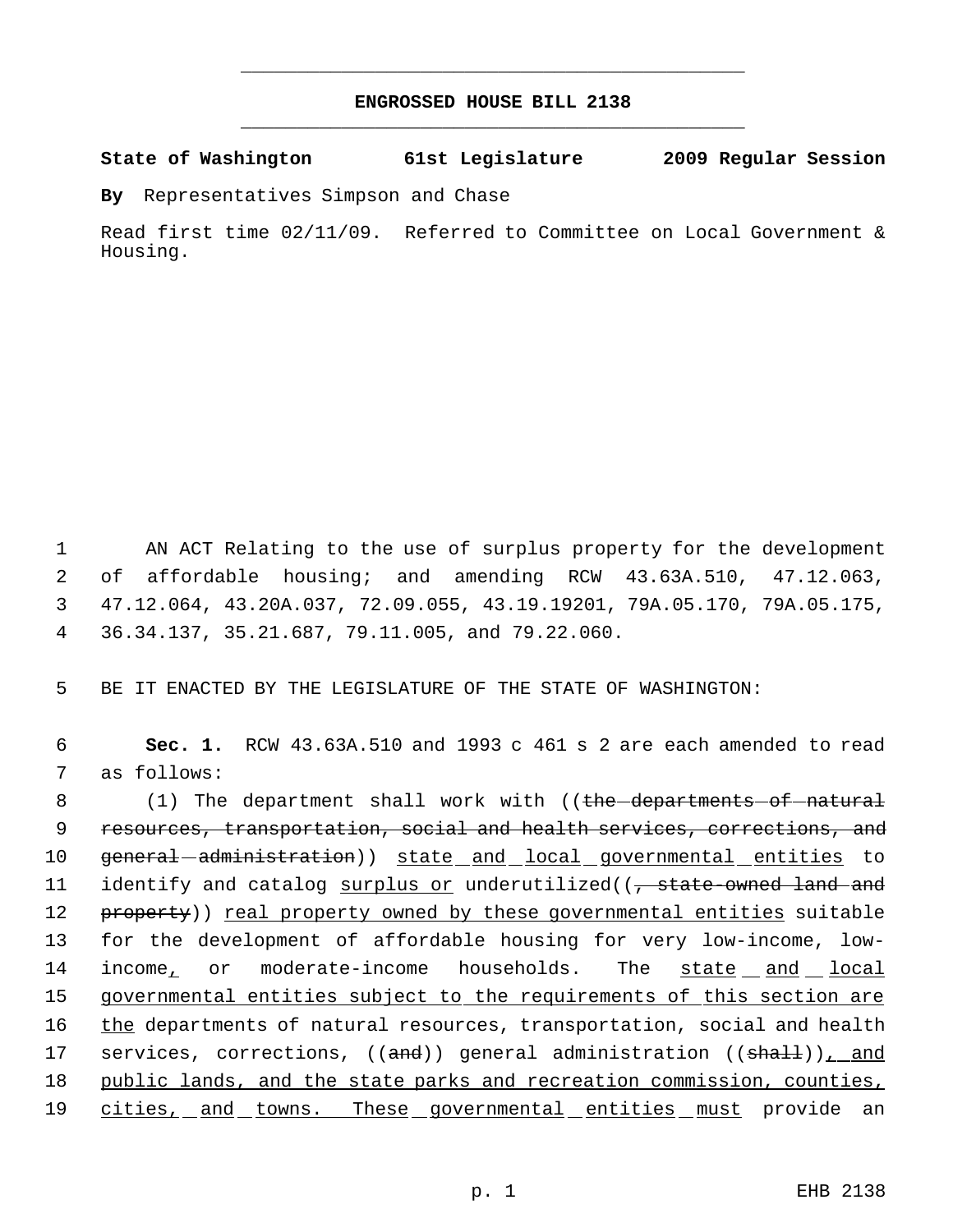# ENGROSSED HOUSE BILL 2138

**State of Washington 61st Legislature 2009 Regular Session**

**By** Representatives Simpson and Chase

Read first time 02/11/09. Referred to Committee on Local Government & Housing.

AN ACT Relating to the use of surplus property for the development of affordable housing; and amending RCW 43.63A.510, 47.12.063, 47.12.064, 43.20A.037, 72.09.055, 43.19.19201, 79A.05.170, 79A.05.175, 36.34.137, 35.21.687, 79.11.005, and 79.22.060.

BE IT ENACTED BY THE LEGISLATURE OF THE STATE OF WASHINGTON:

**Sec. 1.** RCW 43.63A.510 and 1993 c 461 s 2 are each amended to read as follows:

(1) The department shall work with ((~~the departments of natural resources, transportation, social and health services, corrections, and general administration~~)) <u>state and local governmental entities</u> to identify and catalog <u>surplus or</u> underutilized((~~, state-owned land and property~~)) <u>real property owned by these governmental entities</u> suitable for the development of affordable housing for very low-income, low-income<u>,</u> or moderate-income households. The <u>state and local governmental entities subject to the requirements of this section are the</u> departments of natural resources, transportation, social and health services, corrections, ((~~and~~)) general administration ((~~shall~~))<u>, and public lands, and the state parks and recreation commission, counties, cities, and towns. These governmental entities must</u> provide an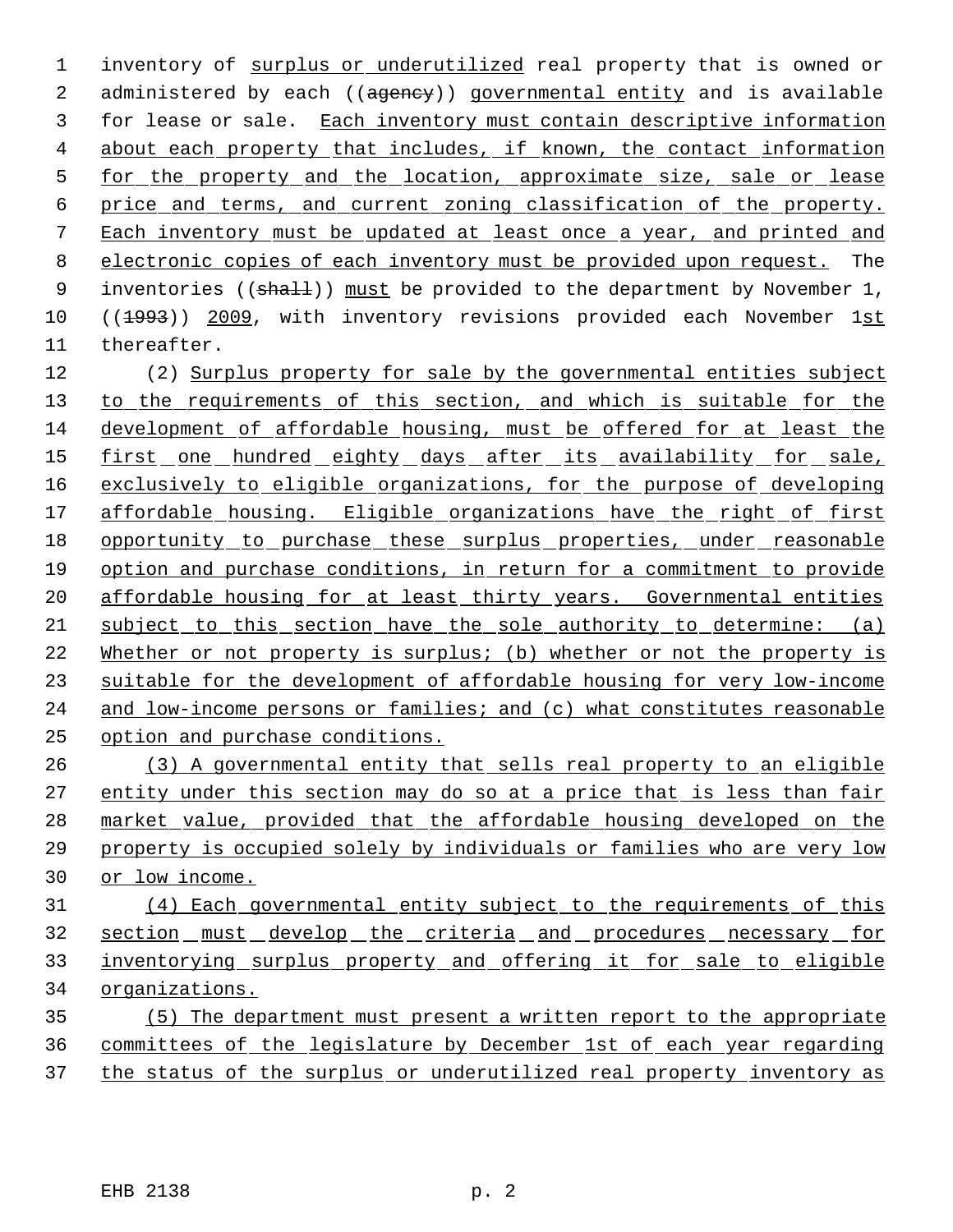inventory of surplus or underutilized real property that is owned or administered by each ((~~agency~~)) governmental entity and is available for lease or sale. Each inventory must contain descriptive information about each property that includes, if known, the contact information for the property and the location, approximate size, sale or lease price and terms, and current zoning classification of the property. Each inventory must be updated at least once a year, and printed and electronic copies of each inventory must be provided upon request. The inventories ((~~shall~~)) must be provided to the department by November 1, ((~~1993~~)) 2009, with inventory revisions provided each November 1st thereafter.

(2) Surplus property for sale by the governmental entities subject to the requirements of this section, and which is suitable for the development of affordable housing, must be offered for at least the first one hundred eighty days after its availability for sale, exclusively to eligible organizations, for the purpose of developing affordable housing. Eligible organizations have the right of first opportunity to purchase these surplus properties, under reasonable option and purchase conditions, in return for a commitment to provide affordable housing for at least thirty years. Governmental entities subject to this section have the sole authority to determine: (a) Whether or not property is surplus; (b) whether or not the property is suitable for the development of affordable housing for very low-income and low-income persons or families; and (c) what constitutes reasonable option and purchase conditions.

(3) A governmental entity that sells real property to an eligible entity under this section may do so at a price that is less than fair market value, provided that the affordable housing developed on the property is occupied solely by individuals or families who are very low or low income.

(4) Each governmental entity subject to the requirements of this section must develop the criteria and procedures necessary for inventorying surplus property and offering it for sale to eligible organizations.

(5) The department must present a written report to the appropriate committees of the legislature by December 1st of each year regarding the status of the surplus or underutilized real property inventory as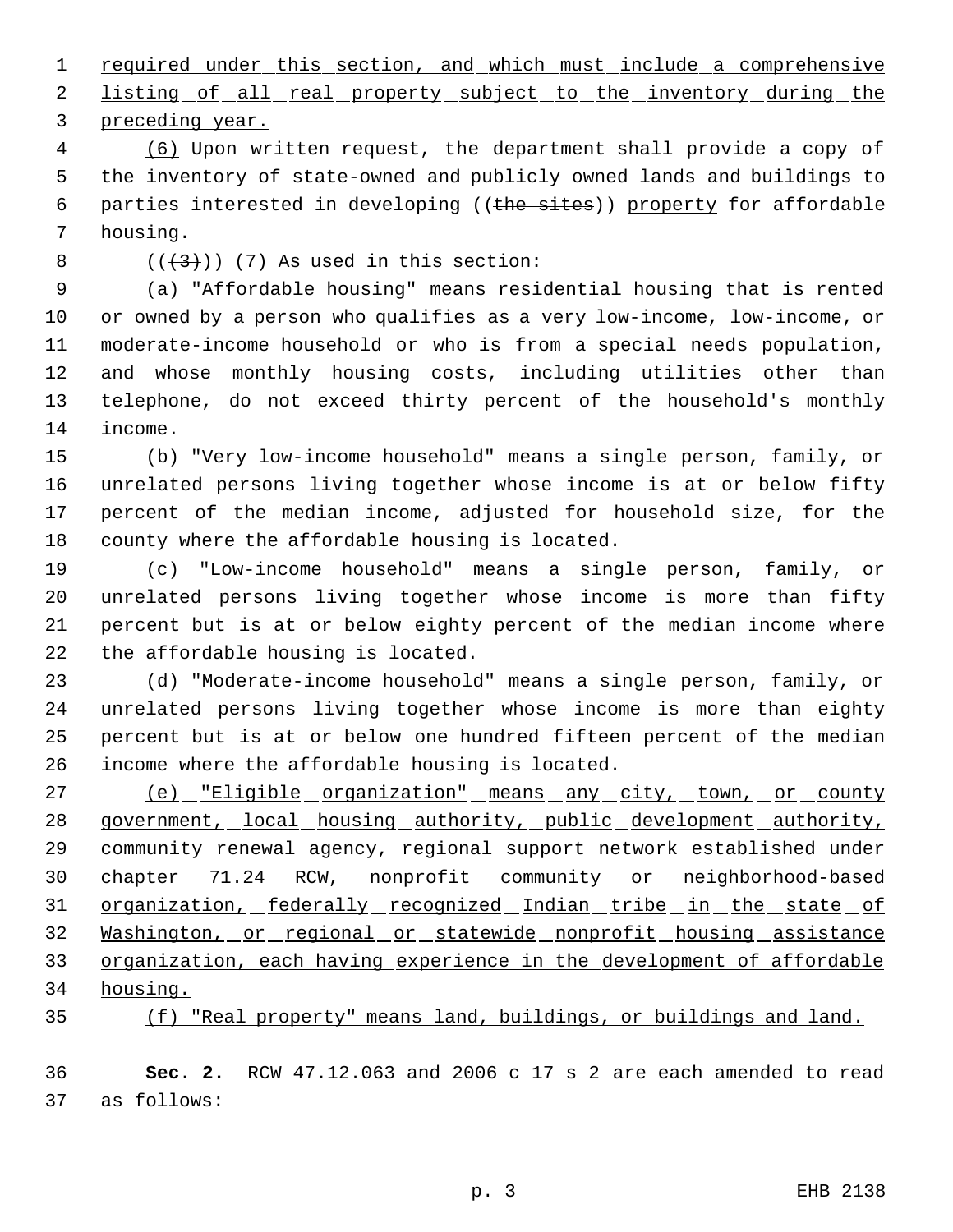required under this section, and which must include a comprehensive listing of all real property subject to the inventory during the preceding year.

(6) Upon written request, the department shall provide a copy of the inventory of state-owned and publicly owned lands and buildings to parties interested in developing ((the sites)) property for affordable housing.

(((3))) (7) As used in this section:

(a) "Affordable housing" means residential housing that is rented or owned by a person who qualifies as a very low-income, low-income, or moderate-income household or who is from a special needs population, and whose monthly housing costs, including utilities other than telephone, do not exceed thirty percent of the household's monthly income.

(b) "Very low-income household" means a single person, family, or unrelated persons living together whose income is at or below fifty percent of the median income, adjusted for household size, for the county where the affordable housing is located.

(c) "Low-income household" means a single person, family, or unrelated persons living together whose income is more than fifty percent but is at or below eighty percent of the median income where the affordable housing is located.

(d) "Moderate-income household" means a single person, family, or unrelated persons living together whose income is more than eighty percent but is at or below one hundred fifteen percent of the median income where the affordable housing is located.

(e) "Eligible organization" means any city, town, or county government, local housing authority, public development authority, community renewal agency, regional support network established under chapter 71.24 RCW, nonprofit community or neighborhood-based organization, federally recognized Indian tribe in the state of Washington, or regional or statewide nonprofit housing assistance organization, each having experience in the development of affordable housing.

(f) "Real property" means land, buildings, or buildings and land.

**Sec. 2.** RCW 47.12.063 and 2006 c 17 s 2 are each amended to read as follows: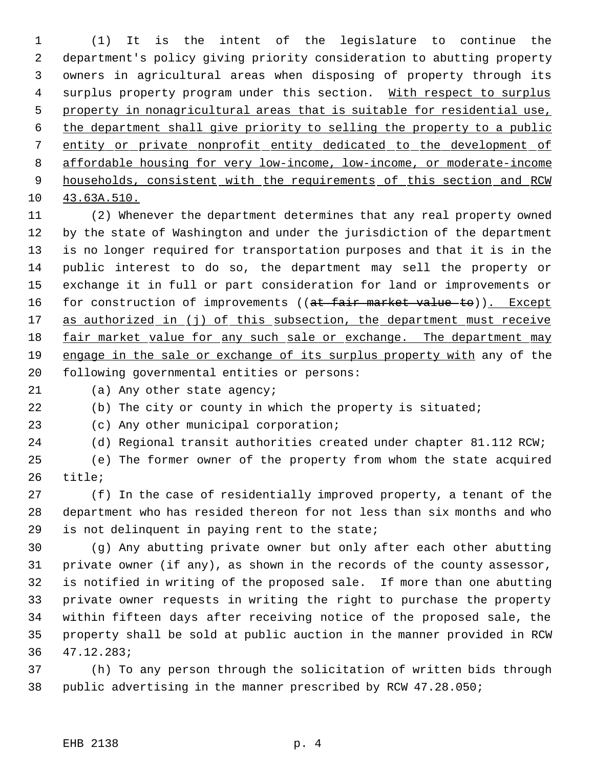(1) It is the intent of the legislature to continue the department's policy giving priority consideration to abutting property owners in agricultural areas when disposing of property through its surplus property program under this section. <u>With respect to surplus property in nonagricultural areas that is suitable for residential use, the department shall give priority to selling the property to a public entity or private nonprofit entity dedicated to the development of affordable housing for very low-income, low-income, or moderate-income households, consistent with the requirements of this section and RCW 43.63A.510.</u>

(2) Whenever the department determines that any real property owned by the state of Washington and under the jurisdiction of the department is no longer required for transportation purposes and that it is in the public interest to do so, the department may sell the property or exchange it in full or part consideration for land or improvements or for construction of improvements ((~~at fair market value to~~))<u>. Except as authorized in (j) of this subsection, the department must receive fair market value for any such sale or exchange. The department may engage in the sale or exchange of its surplus property with</u> any of the following governmental entities or persons:

(a) Any other state agency;

(b) The city or county in which the property is situated;

(c) Any other municipal corporation;

(d) Regional transit authorities created under chapter 81.112 RCW;

(e) The former owner of the property from whom the state acquired title;

(f) In the case of residentially improved property, a tenant of the department who has resided thereon for not less than six months and who is not delinquent in paying rent to the state;

(g) Any abutting private owner but only after each other abutting private owner (if any), as shown in the records of the county assessor, is notified in writing of the proposed sale. If more than one abutting private owner requests in writing the right to purchase the property within fifteen days after receiving notice of the proposed sale, the property shall be sold at public auction in the manner provided in RCW 47.12.283;

(h) To any person through the solicitation of written bids through public advertising in the manner prescribed by RCW 47.28.050;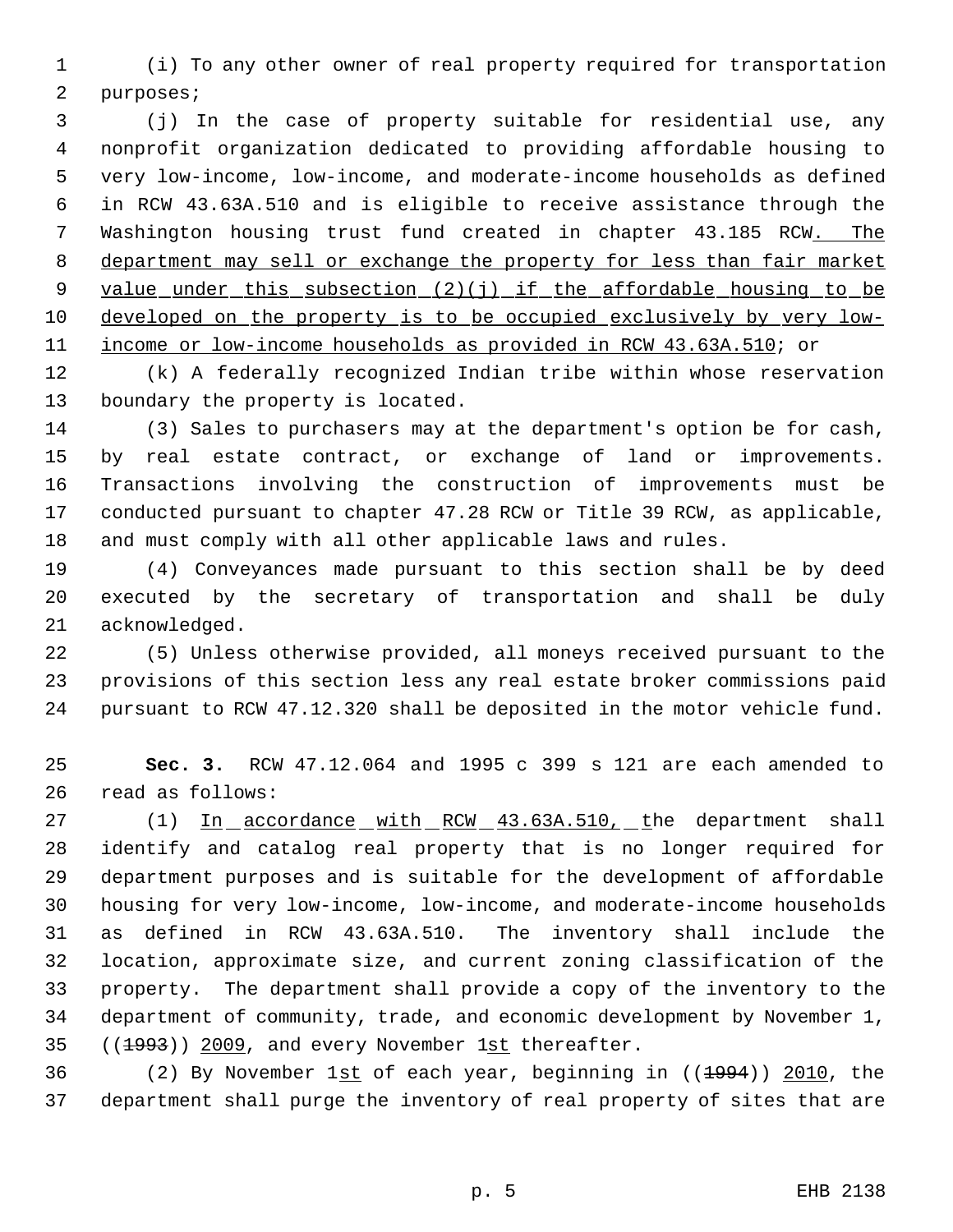(i) To any other owner of real property required for transportation purposes;

(j) In the case of property suitable for residential use, any nonprofit organization dedicated to providing affordable housing to very low-income, low-income, and moderate-income households as defined in RCW 43.63A.510 and is eligible to receive assistance through the Washington housing trust fund created in chapter 43.185 RCW. The department may sell or exchange the property for less than fair market value under this subsection (2)(j) if the affordable housing to be developed on the property is to be occupied exclusively by very low-income or low-income households as provided in RCW 43.63A.510; or

(k) A federally recognized Indian tribe within whose reservation boundary the property is located.

(3) Sales to purchasers may at the department's option be for cash, by real estate contract, or exchange of land or improvements. Transactions involving the construction of improvements must be conducted pursuant to chapter 47.28 RCW or Title 39 RCW, as applicable, and must comply with all other applicable laws and rules.

(4) Conveyances made pursuant to this section shall be by deed executed by the secretary of transportation and shall be duly acknowledged.

(5) Unless otherwise provided, all moneys received pursuant to the provisions of this section less any real estate broker commissions paid pursuant to RCW 47.12.320 shall be deposited in the motor vehicle fund.

**Sec. 3.** RCW 47.12.064 and 1995 c 399 s 121 are each amended to read as follows:

(1) In accordance with RCW 43.63A.510, the department shall identify and catalog real property that is no longer required for department purposes and is suitable for the development of affordable housing for very low-income, low-income, and moderate-income households as defined in RCW 43.63A.510. The inventory shall include the location, approximate size, and current zoning classification of the property. The department shall provide a copy of the inventory to the department of community, trade, and economic development by November 1, ((1993)) 2009, and every November 1st thereafter.

(2) By November 1st of each year, beginning in ((1994)) 2010, the department shall purge the inventory of real property of sites that are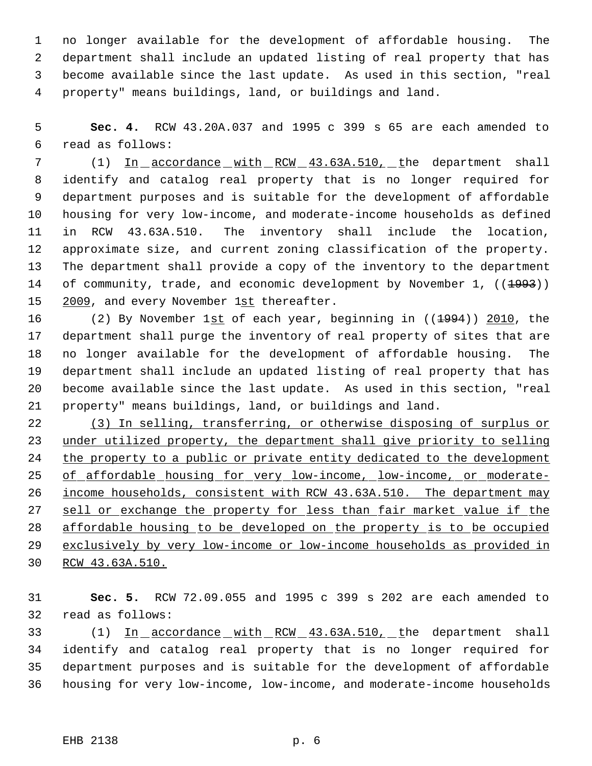no longer available for the development of affordable housing. The department shall include an updated listing of real property that has become available since the last update. As used in this section, "real property" means buildings, land, or buildings and land.

**Sec. 4.** RCW 43.20A.037 and 1995 c 399 s 65 are each amended to read as follows:

(1) <u>In accordance with RCW 43.63A.510, t</u>he department shall identify and catalog real property that is no longer required for department purposes and is suitable for the development of affordable housing for very low-income, and moderate-income households as defined in RCW 43.63A.510. The inventory shall include the location, approximate size, and current zoning classification of the property. The department shall provide a copy of the inventory to the department of community, trade, and economic development by November 1, ((~~1993~~)) <u>2009</u>, and every November 1<u>st</u> thereafter.

(2) By November 1<u>st</u> of each year, beginning in ((~~1994~~)) <u>2010</u>, the department shall purge the inventory of real property of sites that are no longer available for the development of affordable housing. The department shall include an updated listing of real property that has become available since the last update. As used in this section, "real property" means buildings, land, or buildings and land.

<u>(3) In selling, transferring, or otherwise disposing of surplus or under utilized property, the department shall give priority to selling the property to a public or private entity dedicated to the development of affordable housing for very low-income, low-income, or moderate-income households, consistent with RCW 43.63A.510. The department may sell or exchange the property for less than fair market value if the affordable housing to be developed on the property is to be occupied exclusively by very low-income or low-income households as provided in RCW 43.63A.510.</u>

**Sec. 5.** RCW 72.09.055 and 1995 c 399 s 202 are each amended to read as follows:

(1) <u>In accordance with RCW 43.63A.510, t</u>he department shall identify and catalog real property that is no longer required for department purposes and is suitable for the development of affordable housing for very low-income, low-income, and moderate-income households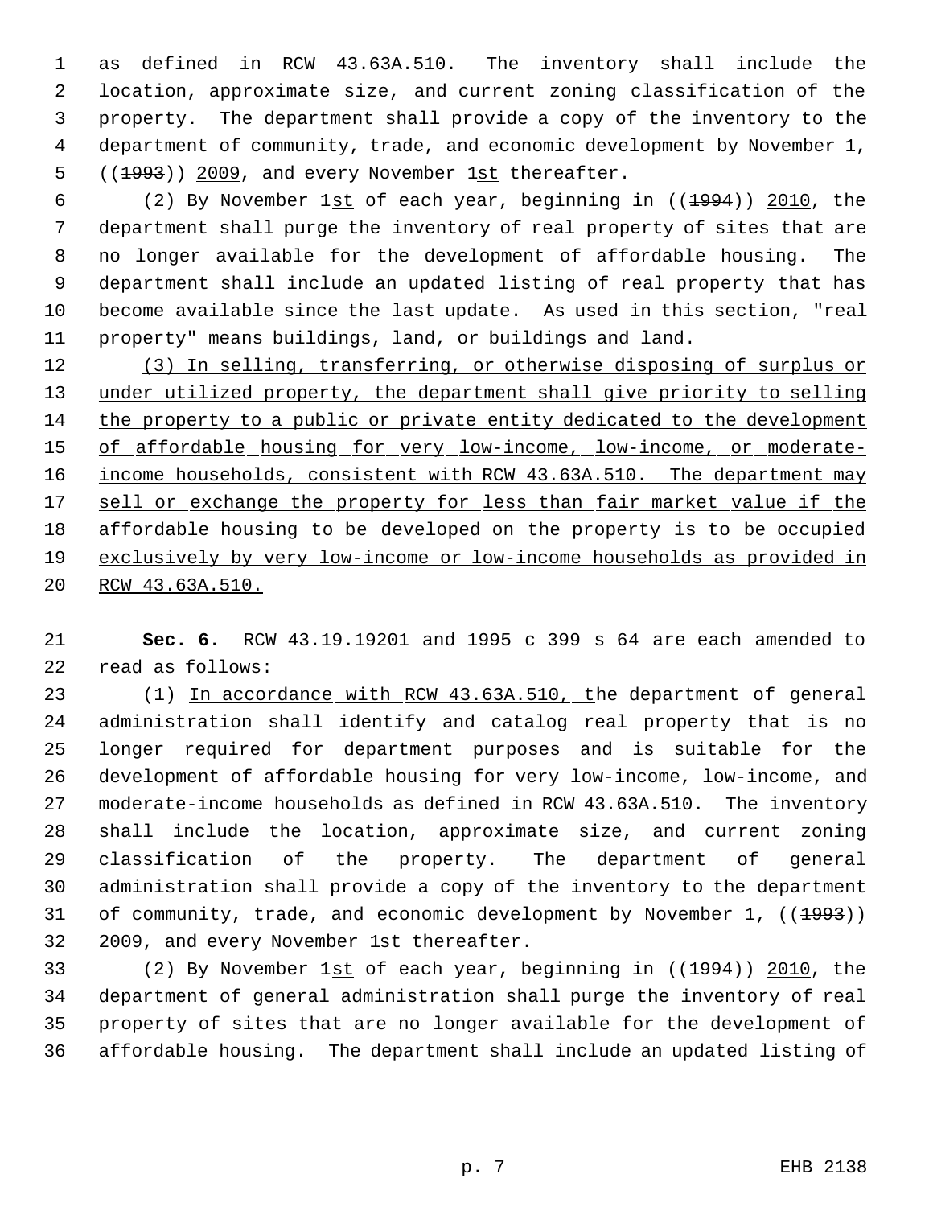as defined in RCW 43.63A.510. The inventory shall include the location, approximate size, and current zoning classification of the property. The department shall provide a copy of the inventory to the department of community, trade, and economic development by November 1, ((~~1993~~)) 2009, and every November 1st thereafter.

(2) By November 1st of each year, beginning in ((~~1994~~)) 2010, the department shall purge the inventory of real property of sites that are no longer available for the development of affordable housing. The department shall include an updated listing of real property that has become available since the last update. As used in this section, "real property" means buildings, land, or buildings and land.

(3) In selling, transferring, or otherwise disposing of surplus or under utilized property, the department shall give priority to selling the property to a public or private entity dedicated to the development of affordable housing for very low-income, low-income, or moderate-income households, consistent with RCW 43.63A.510. The department may sell or exchange the property for less than fair market value if the affordable housing to be developed on the property is to be occupied exclusively by very low-income or low-income households as provided in RCW 43.63A.510.

**Sec. 6.** RCW 43.19.19201 and 1995 c 399 s 64 are each amended to read as follows:

(1) In accordance with RCW 43.63A.510, the department of general administration shall identify and catalog real property that is no longer required for department purposes and is suitable for the development of affordable housing for very low-income, low-income, and moderate-income households as defined in RCW 43.63A.510. The inventory shall include the location, approximate size, and current zoning classification of the property. The department of general administration shall provide a copy of the inventory to the department of community, trade, and economic development by November 1, ((~~1993~~)) 2009, and every November 1st thereafter.

(2) By November 1st of each year, beginning in ((~~1994~~)) 2010, the department of general administration shall purge the inventory of real property of sites that are no longer available for the development of affordable housing. The department shall include an updated listing of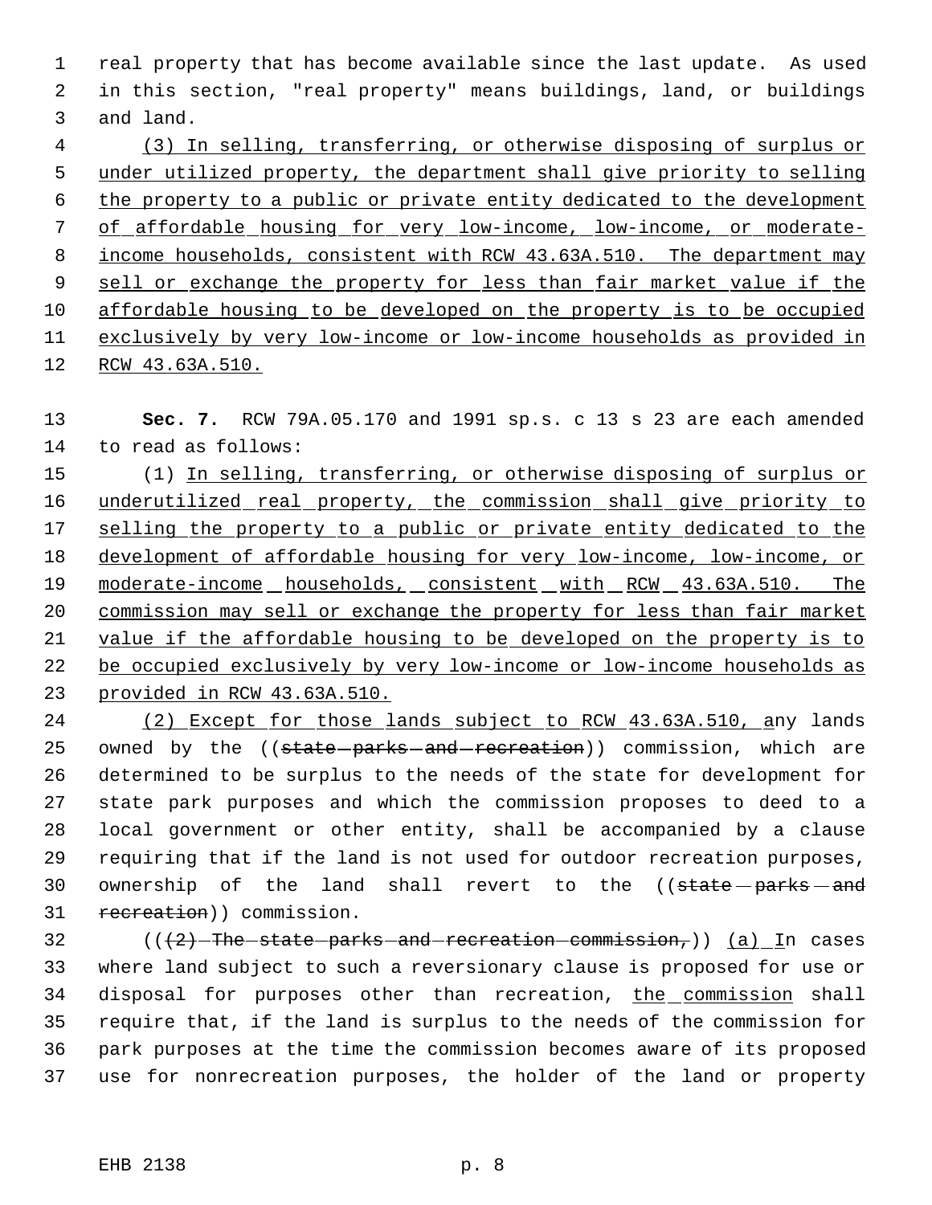real property that has become available since the last update. As used in this section, "real property" means buildings, land, or buildings and land.

<u>(3) In selling, transferring, or otherwise disposing of surplus or under utilized property, the department shall give priority to selling the property to a public or private entity dedicated to the development of affordable housing for very low-income, low-income, or moderate-income households, consistent with RCW 43.63A.510. The department may sell or exchange the property for less than fair market value if the affordable housing to be developed on the property is to be occupied exclusively by very low-income or low-income households as provided in RCW 43.63A.510.</u>

**Sec. 7.** RCW 79A.05.170 and 1991 sp.s. c 13 s 23 are each amended to read as follows:

(1) <u>In selling, transferring, or otherwise disposing of surplus or underutilized real property, the commission shall give priority to selling the property to a public or private entity dedicated to the development of affordable housing for very low-income, low-income, or moderate-income households, consistent with RCW 43.63A.510. The commission may sell or exchange the property for less than fair market value if the affordable housing to be developed on the property is to be occupied exclusively by very low-income or low-income households as provided in RCW 43.63A.510.</u>

<u>(2) Except for those lands subject to RCW 43.63A.510, a</u>ny lands owned by the ((~~state parks and recreation~~)) commission, which are determined to be surplus to the needs of the state for development for state park purposes and which the commission proposes to deed to a local government or other entity, shall be accompanied by a clause requiring that if the land is not used for outdoor recreation purposes, ownership of the land shall revert to the ((~~state parks and recreation~~)) commission.

((~~(2) The state parks and recreation commission,~~)) <u>(a) I</u>n cases where land subject to such a reversionary clause is proposed for use or disposal for purposes other than recreation, <u>the commission</u> shall require that, if the land is surplus to the needs of the commission for park purposes at the time the commission becomes aware of its proposed use for nonrecreation purposes, the holder of the land or property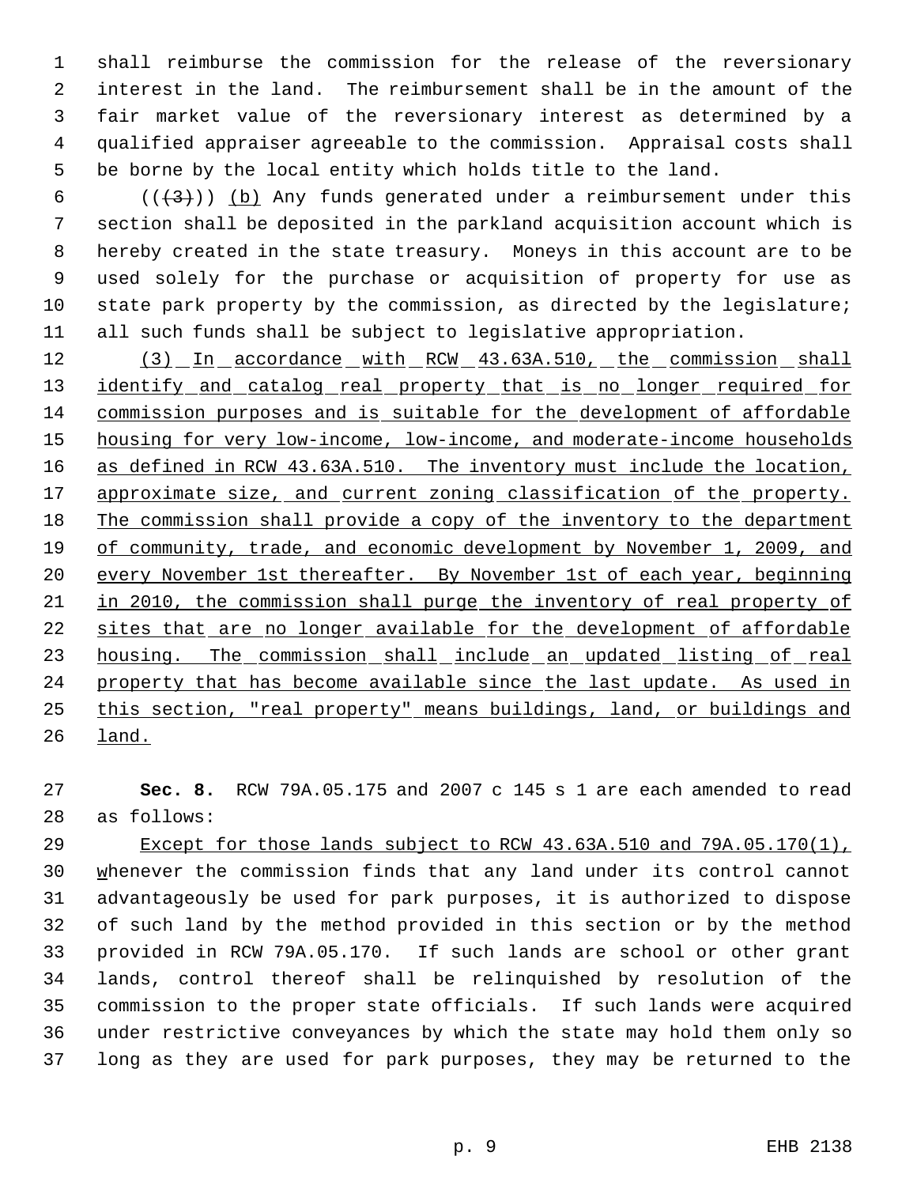shall reimburse the commission for the release of the reversionary interest in the land. The reimbursement shall be in the amount of the fair market value of the reversionary interest as determined by a qualified appraiser agreeable to the commission. Appraisal costs shall be borne by the local entity which holds title to the land.

~~((3))~~ <u>(b)</u> Any funds generated under a reimbursement under this section shall be deposited in the parkland acquisition account which is hereby created in the state treasury. Moneys in this account are to be used solely for the purchase or acquisition of property for use as state park property by the commission, as directed by the legislature; all such funds shall be subject to legislative appropriation.

<u>(3) In accordance with RCW 43.63A.510, the commission shall identify and catalog real property that is no longer required for commission purposes and is suitable for the development of affordable housing for very low-income, low-income, and moderate-income households as defined in RCW 43.63A.510. The inventory must include the location, approximate size, and current zoning classification of the property. The commission shall provide a copy of the inventory to the department of community, trade, and economic development by November 1, 2009, and every November 1st thereafter. By November 1st of each year, beginning in 2010, the commission shall purge the inventory of real property of sites that are no longer available for the development of affordable housing. The commission shall include an updated listing of real property that has become available since the last update. As used in this section, "real property" means buildings, land, or buildings and land.</u>

**Sec. 8.** RCW 79A.05.175 and 2007 c 145 s 1 are each amended to read as follows:

<u>Except for those lands subject to RCW 43.63A.510 and 79A.05.170(1), w</u>henever the commission finds that any land under its control cannot advantageously be used for park purposes, it is authorized to dispose of such land by the method provided in this section or by the method provided in RCW 79A.05.170. If such lands are school or other grant lands, control thereof shall be relinquished by resolution of the commission to the proper state officials. If such lands were acquired under restrictive conveyances by which the state may hold them only so long as they are used for park purposes, they may be returned to the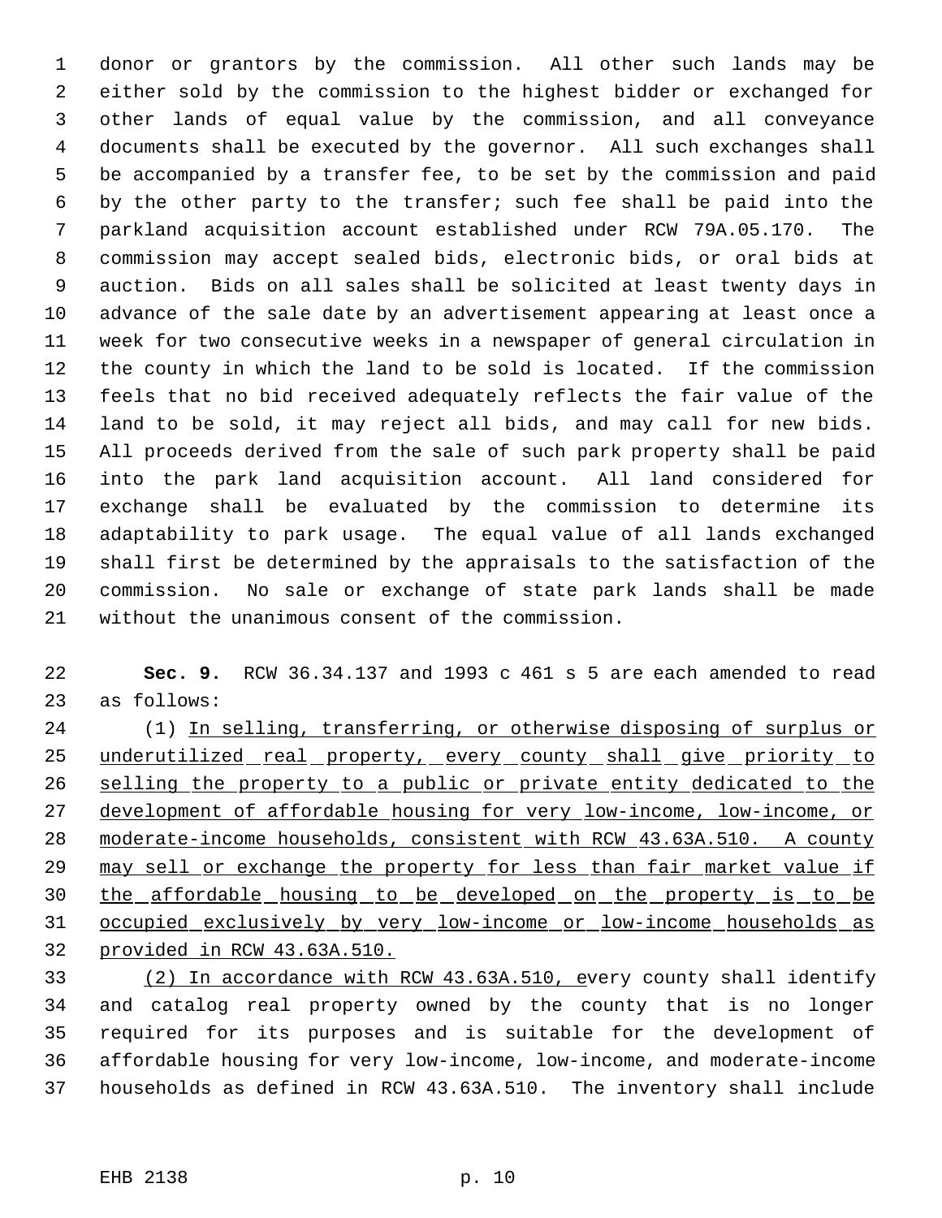donor or grantors by the commission. All other such lands may be either sold by the commission to the highest bidder or exchanged for other lands of equal value by the commission, and all conveyance documents shall be executed by the governor. All such exchanges shall be accompanied by a transfer fee, to be set by the commission and paid by the other party to the transfer; such fee shall be paid into the parkland acquisition account established under RCW 79A.05.170. The commission may accept sealed bids, electronic bids, or oral bids at auction. Bids on all sales shall be solicited at least twenty days in advance of the sale date by an advertisement appearing at least once a week for two consecutive weeks in a newspaper of general circulation in the county in which the land to be sold is located. If the commission feels that no bid received adequately reflects the fair value of the land to be sold, it may reject all bids, and may call for new bids. All proceeds derived from the sale of such park property shall be paid into the park land acquisition account. All land considered for exchange shall be evaluated by the commission to determine its adaptability to park usage. The equal value of all lands exchanged shall first be determined by the appraisals to the satisfaction of the commission. No sale or exchange of state park lands shall be made without the unanimous consent of the commission.

**Sec. 9.** RCW 36.34.137 and 1993 c 461 s 5 are each amended to read as follows:

(1) <u>In selling, transferring, or otherwise disposing of surplus or underutilized real property, every county shall give priority to selling the property to a public or private entity dedicated to the development of affordable housing for very low-income, low-income, or moderate-income households, consistent with RCW 43.63A.510. A county may sell or exchange the property for less than fair market value if the affordable housing to be developed on the property is to be occupied exclusively by very low-income or low-income households as provided in RCW 43.63A.510.</u>

<u>(2) In accordance with RCW 43.63A.510, e</u>very county shall identify and catalog real property owned by the county that is no longer required for its purposes and is suitable for the development of affordable housing for very low-income, low-income, and moderate-income households as defined in RCW 43.63A.510. The inventory shall include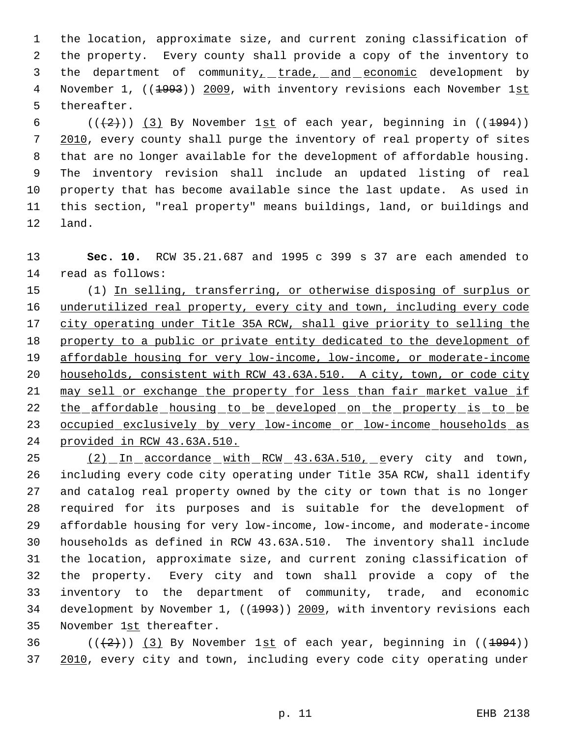the location, approximate size, and current zoning classification of the property. Every county shall provide a copy of the inventory to the department of community, trade, and economic development by November 1, ((1993)) 2009, with inventory revisions each November 1st thereafter.

((~~(2)~~)) (3) By November 1st of each year, beginning in ((~~1994~~)) 2010, every county shall purge the inventory of real property of sites that are no longer available for the development of affordable housing. The inventory revision shall include an updated listing of real property that has become available since the last update. As used in this section, "real property" means buildings, land, or buildings and land.

**Sec. 10.** RCW 35.21.687 and 1995 c 399 s 37 are each amended to read as follows:

(1) In selling, transferring, or otherwise disposing of surplus or underutilized real property, every city and town, including every code city operating under Title 35A RCW, shall give priority to selling the property to a public or private entity dedicated to the development of affordable housing for very low-income, low-income, or moderate-income households, consistent with RCW 43.63A.510. A city, town, or code city may sell or exchange the property for less than fair market value if the affordable housing to be developed on the property is to be occupied exclusively by very low-income or low-income households as provided in RCW 43.63A.510.

(2) In accordance with RCW 43.63A.510, every city and town, including every code city operating under Title 35A RCW, shall identify and catalog real property owned by the city or town that is no longer required for its purposes and is suitable for the development of affordable housing for very low-income, low-income, and moderate-income households as defined in RCW 43.63A.510. The inventory shall include the location, approximate size, and current zoning classification of the property. Every city and town shall provide a copy of the inventory to the department of community, trade, and economic development by November 1, ((~~1993~~)) 2009, with inventory revisions each November 1st thereafter.

((~~(2)~~)) (3) By November 1st of each year, beginning in ((~~1994~~)) 2010, every city and town, including every code city operating under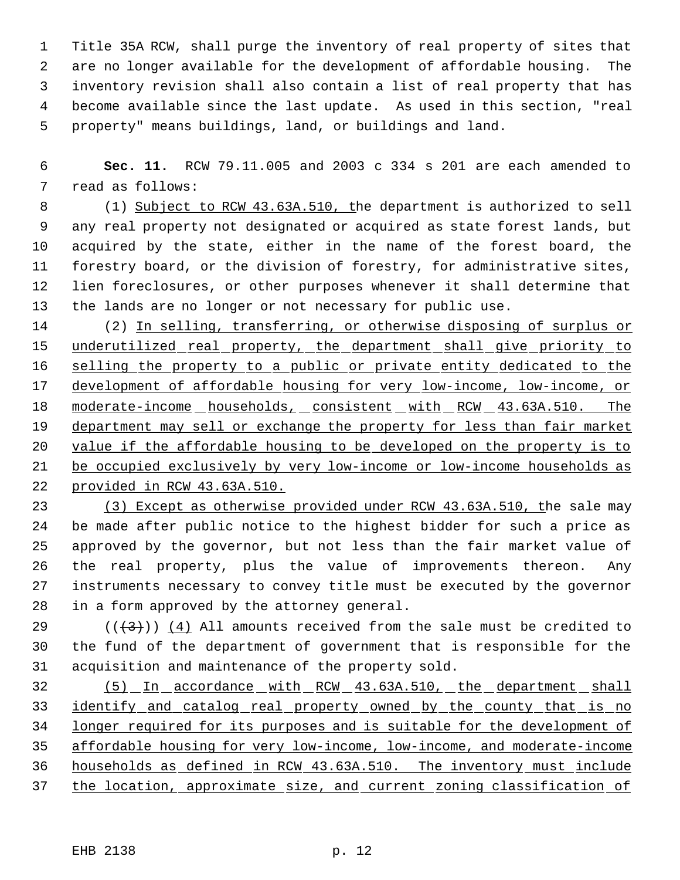Title 35A RCW, shall purge the inventory of real property of sites that are no longer available for the development of affordable housing. The inventory revision shall also contain a list of real property that has become available since the last update. As used in this section, "real property" means buildings, land, or buildings and land.

**Sec. 11.** RCW 79.11.005 and 2003 c 334 s 201 are each amended to read as follows:

(1) Subject to RCW 43.63A.510, the department is authorized to sell any real property not designated or acquired as state forest lands, but acquired by the state, either in the name of the forest board, the forestry board, or the division of forestry, for administrative sites, lien foreclosures, or other purposes whenever it shall determine that the lands are no longer or not necessary for public use.

(2) In selling, transferring, or otherwise disposing of surplus or underutilized real property, the department shall give priority to selling the property to a public or private entity dedicated to the development of affordable housing for very low-income, low-income, or moderate-income households, consistent with RCW 43.63A.510. The department may sell or exchange the property for less than fair market value if the affordable housing to be developed on the property is to be occupied exclusively by very low-income or low-income households as provided in RCW 43.63A.510.

(3) Except as otherwise provided under RCW 43.63A.510, the sale may be made after public notice to the highest bidder for such a price as approved by the governor, but not less than the fair market value of the real property, plus the value of improvements thereon. Any instruments necessary to convey title must be executed by the governor in a form approved by the attorney general.

(((3))) (4) All amounts received from the sale must be credited to the fund of the department of government that is responsible for the acquisition and maintenance of the property sold.

(5) In accordance with RCW 43.63A.510, the department shall identify and catalog real property owned by the county that is no longer required for its purposes and is suitable for the development of affordable housing for very low-income, low-income, and moderate-income households as defined in RCW 43.63A.510. The inventory must include the location, approximate size, and current zoning classification of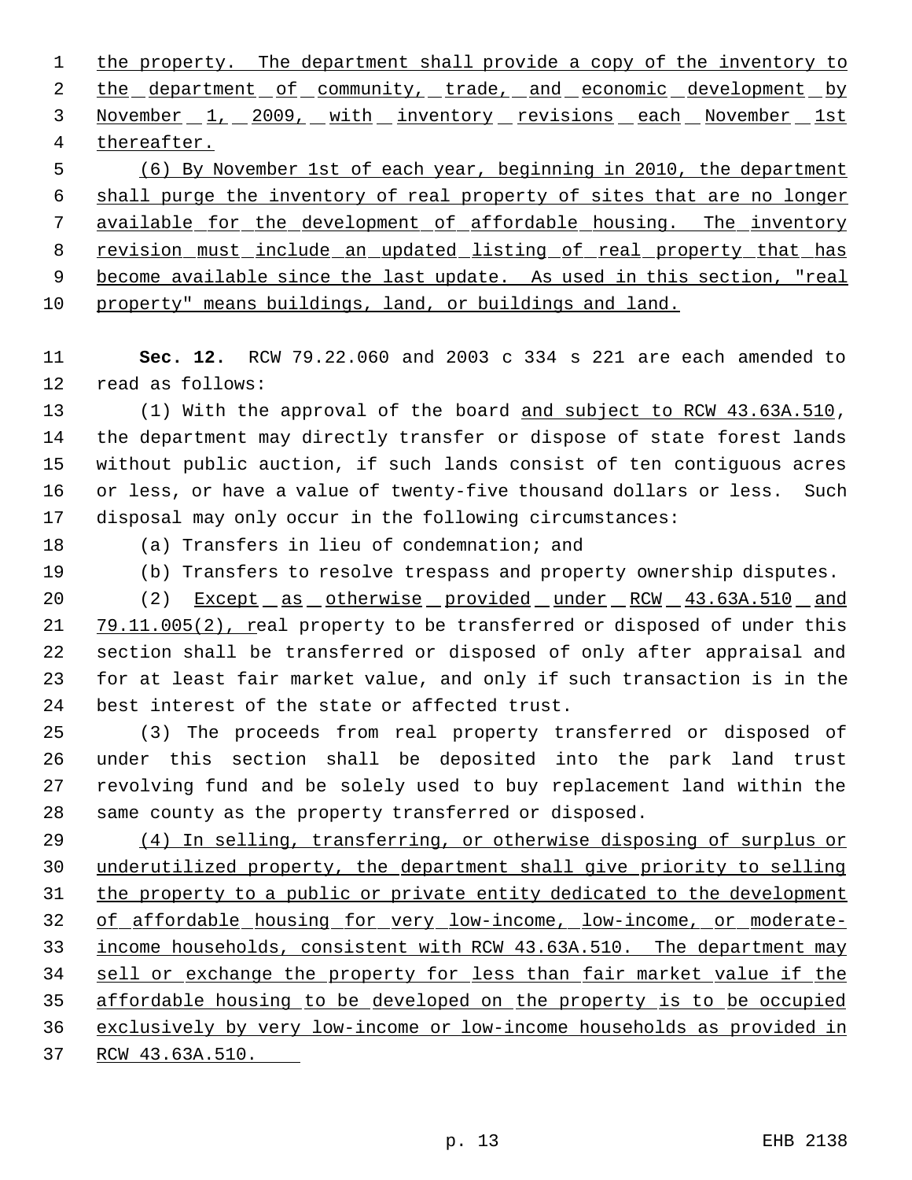the property. The department shall provide a copy of the inventory to the department of community, trade, and economic development by November 1, 2009, with inventory revisions each November 1st thereafter.

(6) By November 1st of each year, beginning in 2010, the department shall purge the inventory of real property of sites that are no longer available for the development of affordable housing. The inventory revision must include an updated listing of real property that has become available since the last update. As used in this section, "real property" means buildings, land, or buildings and land.

**Sec. 12.** RCW 79.22.060 and 2003 c 334 s 221 are each amended to read as follows:

(1) With the approval of the board and subject to RCW 43.63A.510, the department may directly transfer or dispose of state forest lands without public auction, if such lands consist of ten contiguous acres or less, or have a value of twenty-five thousand dollars or less. Such disposal may only occur in the following circumstances:

(a) Transfers in lieu of condemnation; and

(b) Transfers to resolve trespass and property ownership disputes.

(2) Except as otherwise provided under RCW 43.63A.510 and 79.11.005(2), real property to be transferred or disposed of under this section shall be transferred or disposed of only after appraisal and for at least fair market value, and only if such transaction is in the best interest of the state or affected trust.

(3) The proceeds from real property transferred or disposed of under this section shall be deposited into the park land trust revolving fund and be solely used to buy replacement land within the same county as the property transferred or disposed.

(4) In selling, transferring, or otherwise disposing of surplus or underutilized property, the department shall give priority to selling the property to a public or private entity dedicated to the development of affordable housing for very low-income, low-income, or moderate-income households, consistent with RCW 43.63A.510. The department may sell or exchange the property for less than fair market value if the affordable housing to be developed on the property is to be occupied exclusively by very low-income or low-income households as provided in RCW 43.63A.510.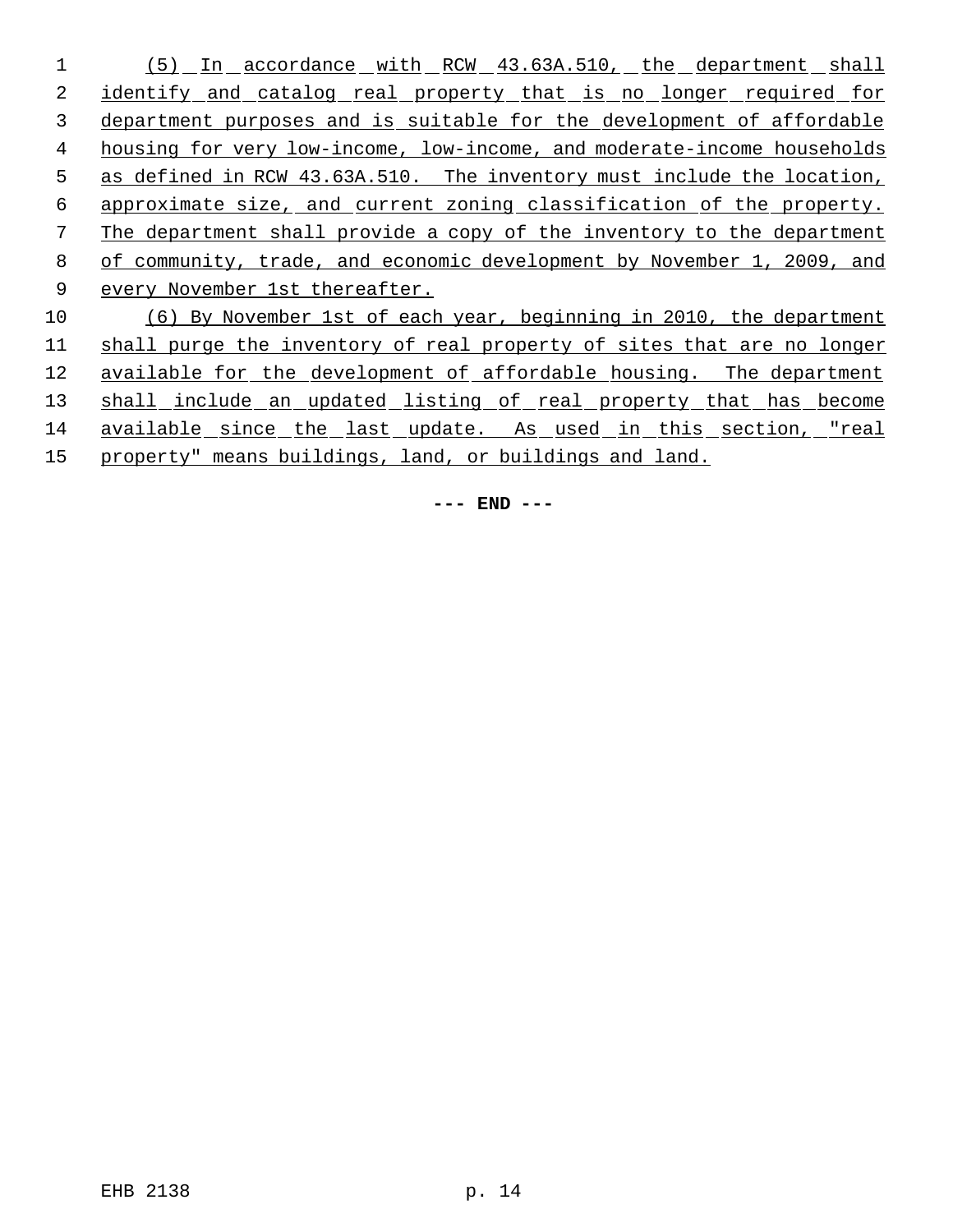(5) In accordance with RCW 43.63A.510, the department shall identify and catalog real property that is no longer required for department purposes and is suitable for the development of affordable housing for very low-income, low-income, and moderate-income households as defined in RCW 43.63A.510. The inventory must include the location, approximate size, and current zoning classification of the property. The department shall provide a copy of the inventory to the department of community, trade, and economic development by November 1, 2009, and every November 1st thereafter.

(6) By November 1st of each year, beginning in 2010, the department shall purge the inventory of real property of sites that are no longer available for the development of affordable housing. The department shall include an updated listing of real property that has become available since the last update. As used in this section, "real property" means buildings, land, or buildings and land.

**--- END ---**